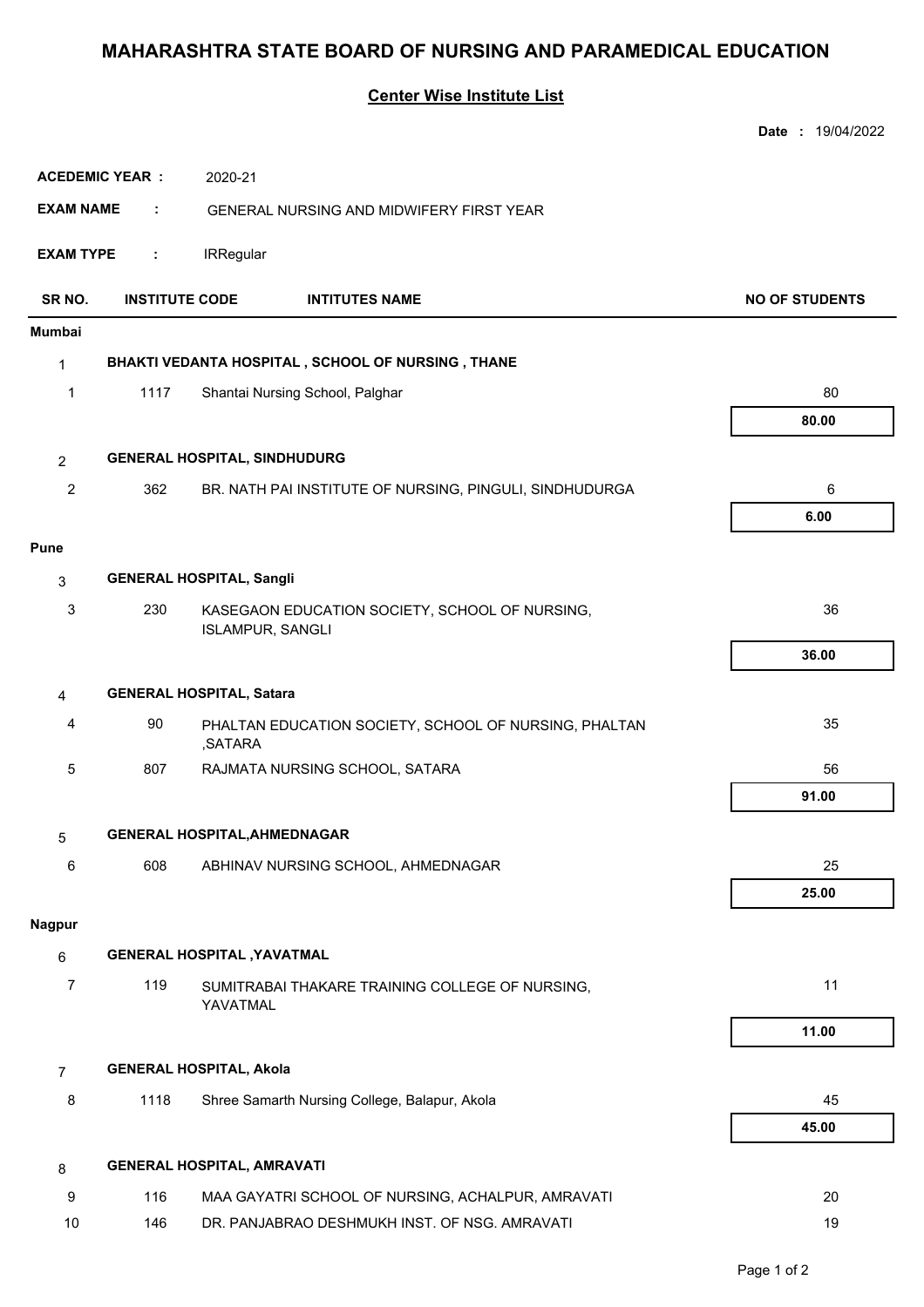# MAHARASHTRA STATE BOARD OF NURSING AND PARAMEDICAL EDUCATION

## Center Wise Institute List

**Date :** 19/04/2022

**ACEDEMIC YEAR :** 2020-21

**EXAM NAME :** GENERAL NURSING AND MIDWIFERY FIRST YEAR

**EXAM TYPE :** IRRegular

| SR NO. | INSTITUTE CODE | INTITUTES NAME | NO OF STUDENTS |
|---|---|---|---|
| **Mumbai** | | | |
| 1 | | **BHAKTI VEDANTA HOSPITAL , SCHOOL OF NURSING , THANE** | |
| 1 | 1117 | Shantai Nursing School, Palghar | 80 |
| | | | **80.00** |
| 2 | | **GENERAL HOSPITAL, SINDHUDURG** | |
| 2 | 362 | BR. NATH PAI INSTITUTE OF NURSING, PINGULI, SINDHUDURGA | 6 |
| | | | **6.00** |
| **Pune** | | | |
| 3 | | **GENERAL HOSPITAL, Sangli** | |
| 3 | 230 | KASEGAON EDUCATION SOCIETY, SCHOOL OF NURSING, ISLAMPUR, SANGLI | 36 |
| | | | **36.00** |
| 4 | | **GENERAL HOSPITAL, Satara** | |
| 4 | 90 | PHALTAN EDUCATION SOCIETY, SCHOOL OF NURSING, PHALTAN ,SATARA | 35 |
| 5 | 807 | RAJMATA NURSING SCHOOL, SATARA | 56 |
| | | | **91.00** |
| 5 | | **GENERAL HOSPITAL,AHMEDNAGAR** | |
| 6 | 608 | ABHINAV NURSING SCHOOL, AHMEDNAGAR | 25 |
| | | | **25.00** |
| **Nagpur** | | | |
| 6 | | **GENERAL HOSPITAL ,YAVATMAL** | |
| 7 | 119 | SUMITRABAI THAKARE TRAINING COLLEGE OF NURSING, YAVATMAL | 11 |
| | | | **11.00** |
| 7 | | **GENERAL HOSPITAL, Akola** | |
| 8 | 1118 | Shree Samarth Nursing College, Balapur, Akola | 45 |
| | | | **45.00** |
| 8 | | **GENERAL HOSPITAL, AMRAVATI** | |
| 9 | 116 | MAA GAYATRI SCHOOL OF NURSING, ACHALPUR, AMRAVATI | 20 |
| 10 | 146 | DR. PANJABRAO DESHMUKH INST. OF NSG. AMRAVATI | 19 |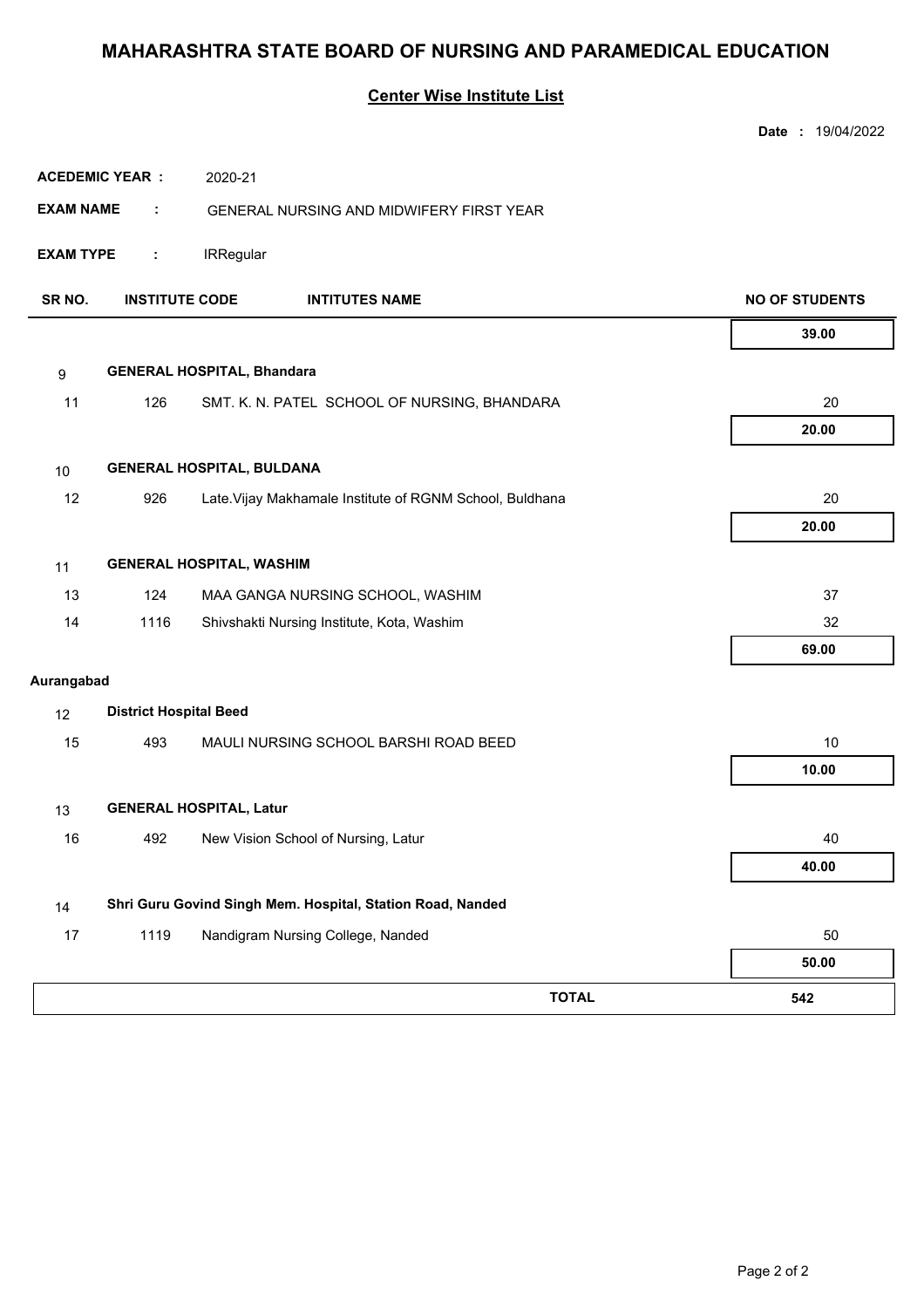# MAHARASHTRA STATE BOARD OF NURSING AND PARAMEDICAL EDUCATION

## Center Wise Institute List

**Date :** 19/04/2022

**ACEDEMIC YEAR :** 2020-21

**EXAM NAME :** GENERAL NURSING AND MIDWIFERY FIRST YEAR

**EXAM TYPE :** IRRegular

| SR NO. | INSTITUTE CODE | INTITUTES NAME | NO OF STUDENTS |
|---|---|---|---|
| | | | **39.00** |
| 9 | **GENERAL HOSPITAL, Bhandara** | | |
| 11 | 126 | SMT. K. N. PATEL SCHOOL OF NURSING, BHANDARA | 20 |
| | | | **20.00** |
| 10 | **GENERAL HOSPITAL, BULDANA** | | |
| 12 | 926 | Late.Vijay Makhamale Institute of RGNM School, Buldhana | 20 |
| | | | **20.00** |
| 11 | **GENERAL HOSPITAL, WASHIM** | | |
| 13 | 124 | MAA GANGA NURSING SCHOOL, WASHIM | 37 |
| 14 | 1116 | Shivshakti Nursing Institute, Kota, Washim | 32 |
| | | | **69.00** |
| **Aurangabad** | | | |
| 12 | **District Hospital Beed** | | |
| 15 | 493 | MAULI NURSING SCHOOL BARSHI ROAD BEED | 10 |
| | | | **10.00** |
| 13 | **GENERAL HOSPITAL, Latur** | | |
| 16 | 492 | New Vision School of Nursing, Latur | 40 |
| | | | **40.00** |
| 14 | **Shri Guru Govind Singh Mem. Hospital, Station Road, Nanded** | | |
| 17 | 1119 | Nandigram Nursing College, Nanded | 50 |
| | | | **50.00** |
| | | **TOTAL** | **542** |